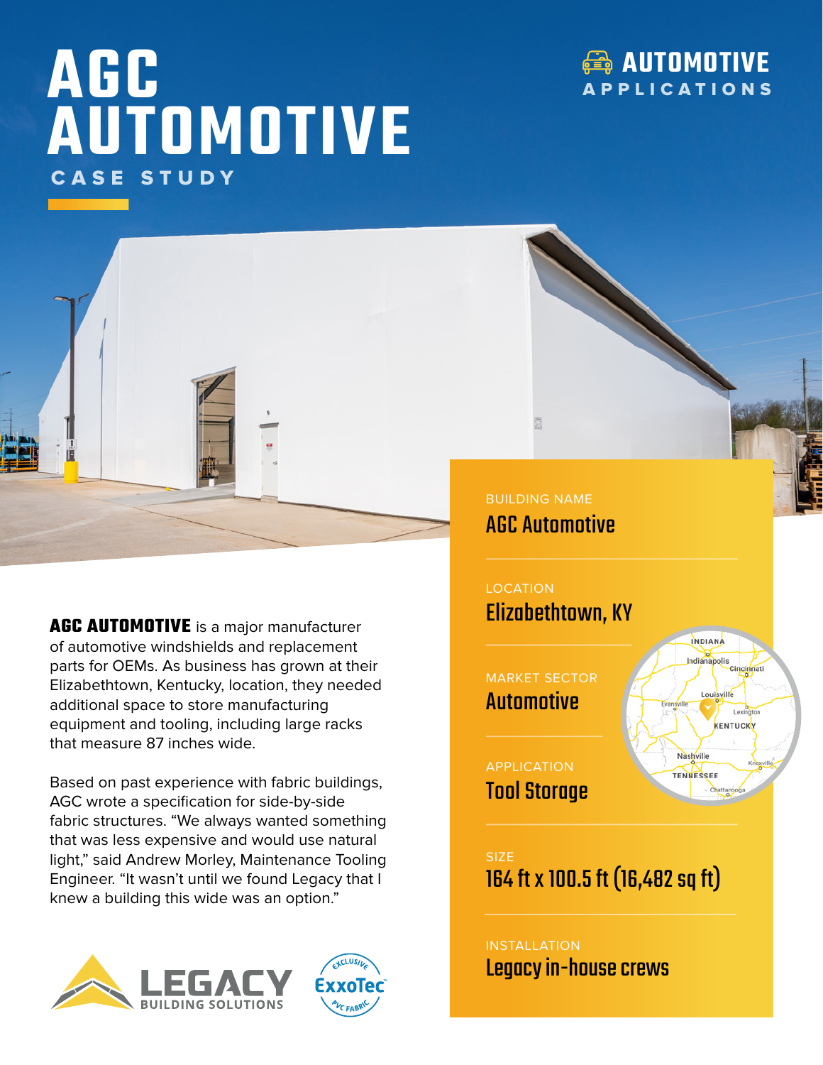# AGC AUTOMOTIVE

## CASE STUDY

AUTOMOTIVE APPLICATIONS

**AGC AUTOMOTIVE** is a major manufacturer of automotive windshields and replacement parts for OEMs. As business has grown at their Elizabethtown, Kentucky, location, they needed additional space to store manufacturing equipment and tooling, including large racks that measure 87 inches wide.

Based on past experience with fabric buildings, AGC wrote a specification for side-by-side fabric structures. "We always wanted something that was less expensive and would use natural light," said Andrew Morley, Maintenance Tooling Engineer. "It wasn't until we found Legacy that I knew a building this wide was an option."

BUILDING NAME
**AGC Automotive**

LOCATION
**Elizabethtown, KY**

MARKET SECTOR
**Automotive**

APPLICATION
**Tool Storage**

SIZE
**164 ft x 100.5 ft (16,482 sq ft)**

INSTALLATION
**Legacy in-house crews**

LEGACY BUILDING SOLUTIONS

EXCLUSIVE ExxoTec PVC FABRIC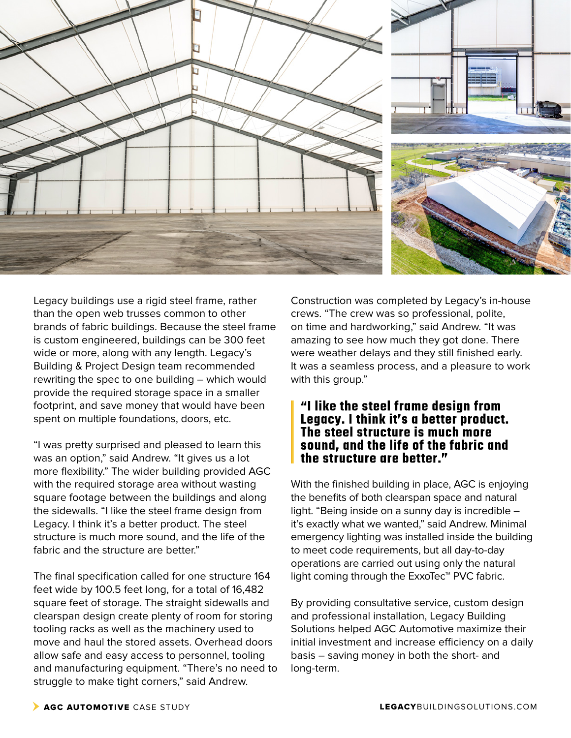Legacy buildings use a rigid steel frame, rather than the open web trusses common to other brands of fabric buildings. Because the steel frame is custom engineered, buildings can be 300 feet wide or more, along with any length. Legacy's Building & Project Design team recommended rewriting the spec to one building – which would provide the required storage space in a smaller footprint, and save money that would have been spent on multiple foundations, doors, etc.

"I was pretty surprised and pleased to learn this was an option," said Andrew. "It gives us a lot more flexibility." The wider building provided AGC with the required storage area without wasting square footage between the buildings and along the sidewalls. "I like the steel frame design from Legacy. I think it's a better product. The steel structure is much more sound, and the life of the fabric and the structure are better."

The final specification called for one structure 164 feet wide by 100.5 feet long, for a total of 16,482 square feet of storage. The straight sidewalls and clearspan design create plenty of room for storing tooling racks as well as the machinery used to move and haul the stored assets. Overhead doors allow safe and easy access to personnel, tooling and manufacturing equipment. "There's no need to struggle to make tight corners," said Andrew.

Construction was completed by Legacy's in-house crews. "The crew was so professional, polite, on time and hardworking," said Andrew. "It was amazing to see how much they got done. There were weather delays and they still finished early. It was a seamless process, and a pleasure to work with this group."

> **"I like the steel frame design from Legacy. I think it's a better product. The steel structure is much more sound, and the life of the fabric and the structure are better."**

With the finished building in place, AGC is enjoying the benefits of both clearspan space and natural light. "Being inside on a sunny day is incredible – it's exactly what we wanted," said Andrew. Minimal emergency lighting was installed inside the building to meet code requirements, but all day-to-day operations are carried out using only the natural light coming through the ExxoTec™ PVC fabric.

By providing consultative service, custom design and professional installation, Legacy Building Solutions helped AGC Automotive maximize their initial investment and increase efficiency on a daily basis – saving money in both the short- and long-term.